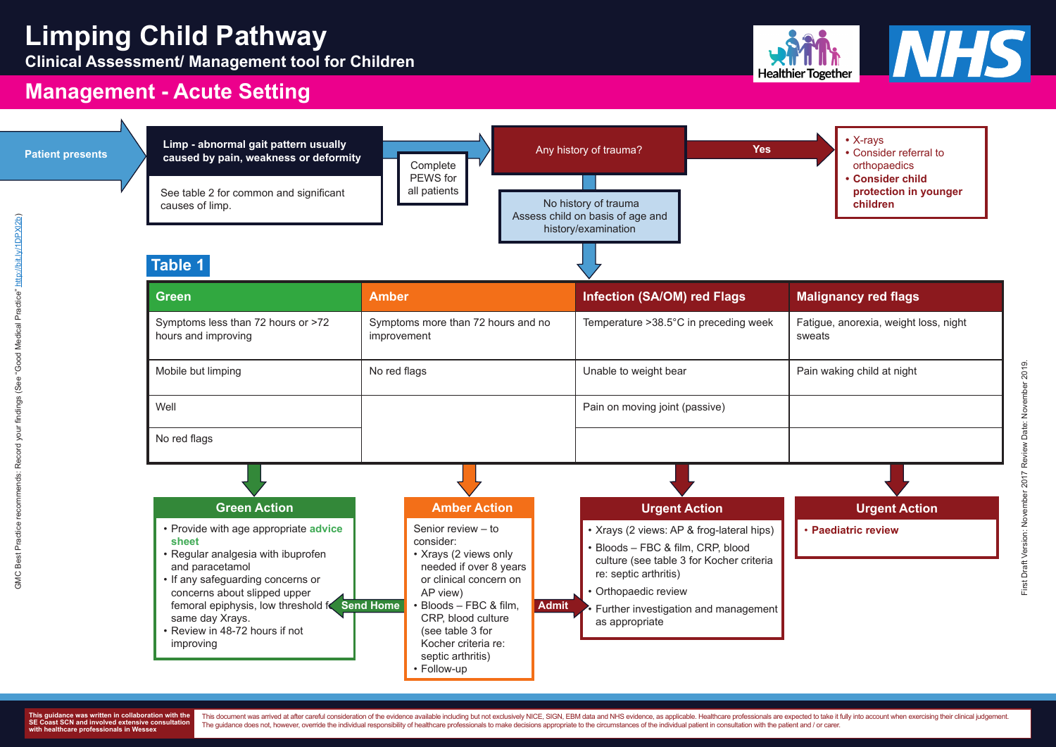# Limping Child Pathway

**Clinical Assessment/ Management tool for Children**

Healthier Together

NHS

## Management - Acute Setting

**Patient presents**

**Limp - abnormal gait pattern usually caused by pain, weakness or deformity**

See table 2 for common and significant causes of limp.

Complete PEWS for all patients

Any history of trauma?

**Yes**

- X-rays
- Consider referral to orthopaedics
- **Consider child protection in younger children**

No history of trauma
Assess child on basis of age and history/examination

### Table 1

| Green | Amber | Infection (SA/OM) red Flags | Malignancy red flags |
|---|---|---|---|
| Symptoms less than 72 hours or >72 hours and improving | Symptoms more than 72 hours and no improvement | Temperature >38.5°C in preceding week | Fatigue, anorexia, weight loss, night sweats |
| Mobile but limping | No red flags | Unable to weight bear | Pain waking child at night |
| Well | | Pain on moving joint (passive) | |
| No red flags | | | |

### Green Action

- Provide with age appropriate **advice sheet**
- Regular analgesia with ibuprofen and paracetamol
- If any safeguarding concerns or concerns about slipped upper femoral epiphysis, low threshold for same day Xrays.
- Review in 48-72 hours if not improving

**Send Home**

### Amber Action

Senior review – to consider:

- Xrays (2 views only needed if over 8 years or clinical concern on AP view)
- Bloods – FBC & film, CRP, blood culture (see table 3 for Kocher criteria re: septic arthritis)
- Follow-up

**Admit**

### Urgent Action

- Xrays (2 views: AP & frog-lateral hips)
- Bloods – FBC & film, CRP, blood culture (see table 3 for Kocher criteria re: septic arthritis)
- Orthopaedic review
- Further investigation and management as appropriate

### Urgent Action

- **Paediatric review**

GMC Best Practice recommends: Record your findings (See "Good Medical Practice" http://bit.ly/1DPXl2b)

First Draft Version: November 2017 Review Date: November 2019.

This guidance was written in collaboration with the SE Coast SCN and involved extensive consultation with healthcare professionals in Wessex

This document was arrived at after careful consideration of the evidence available including but not exclusively NICE, SIGN, EBM data and NHS evidence, as applicable. Healthcare professionals are expected to take it fully into account when exercising their clinical judgement. The guidance does not, however, override the individual responsibility of healthcare professionals to make decisions appropriate to the circumstances of the individual patient in consultation with the patient and / or carer.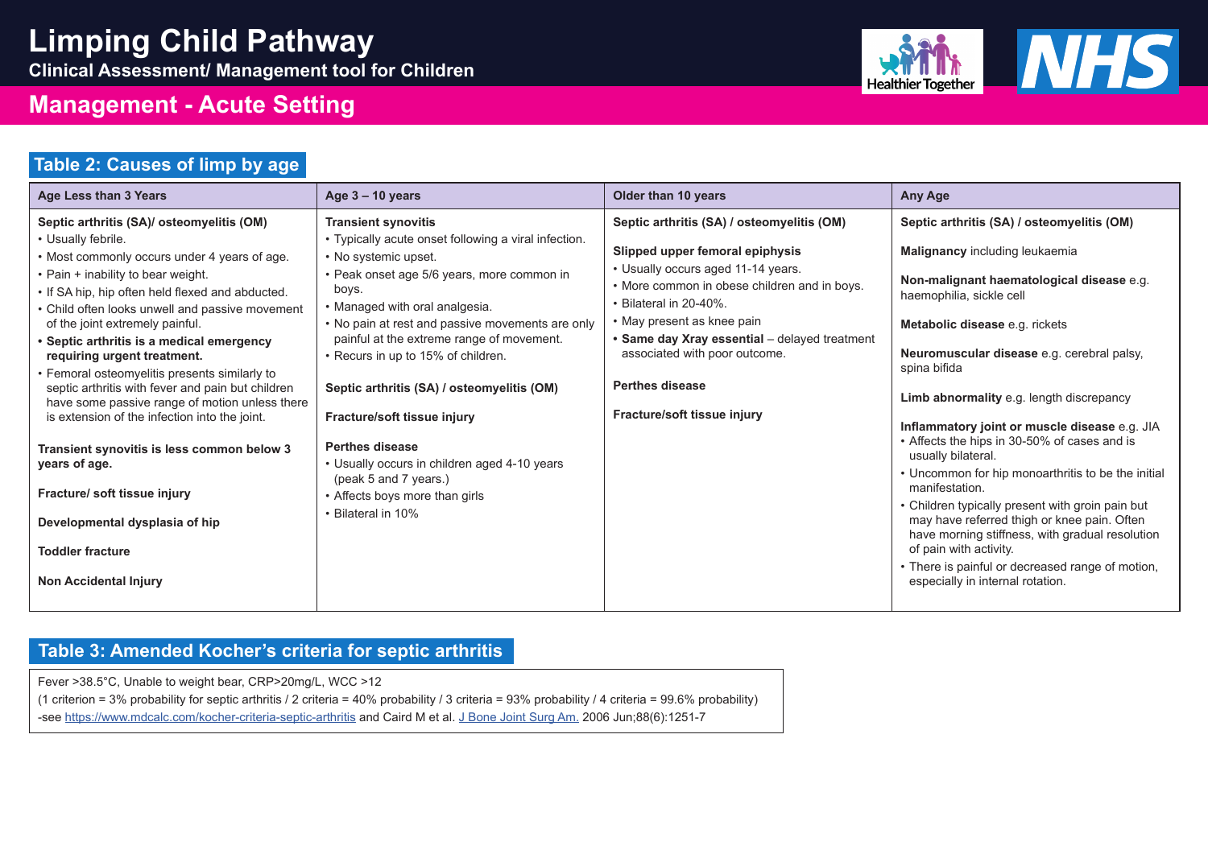# Limping Child Pathway

**Clinical Assessment/ Management tool for Children**

## Management - Acute Setting

### Table 2: Causes of limp by age

| Age Less than 3 Years | Age 3 – 10 years | Older than 10 years | Any Age |
|---|---|---|---|
| **Septic arthritis (SA)/ osteomyelitis (OM)**<br>• Usually febrile.<br>• Most commonly occurs under 4 years of age.<br>• Pain + inability to bear weight.<br>• If SA hip, hip often held flexed and abducted.<br>• Child often looks unwell and passive movement of the joint extremely painful.<br>• **Septic arthritis is a medical emergency requiring urgent treatment.**<br>• Femoral osteomyelitis presents similarly to septic arthritis with fever and pain but children have some passive range of motion unless there is extension of the infection into the joint.<br><br>**Transient synovitis is less common below 3 years of age.**<br><br>**Fracture/ soft tissue injury**<br><br>**Developmental dysplasia of hip**<br><br>**Toddler fracture**<br><br>**Non Accidental Injury** | **Transient synovitis**<br>• Typically acute onset following a viral infection.<br>• No systemic upset.<br>• Peak onset age 5/6 years, more common in boys.<br>• Managed with oral analgesia.<br>• No pain at rest and passive movements are only painful at the extreme range of movement.<br>• Recurs in up to 15% of children.<br><br>**Septic arthritis (SA) / osteomyelitis (OM)**<br><br>**Fracture/soft tissue injury**<br><br>**Perthes disease**<br>• Usually occurs in children aged 4-10 years (peak 5 and 7 years.)<br>• Affects boys more than girls<br>• Bilateral in 10% | **Septic arthritis (SA) / osteomyelitis (OM)**<br><br>**Slipped upper femoral epiphysis**<br>• Usually occurs aged 11-14 years.<br>• More common in obese children and in boys.<br>• Bilateral in 20-40%.<br>• May present as knee pain<br>• **Same day Xray essential** – delayed treatment associated with poor outcome.<br><br>**Perthes disease**<br><br>**Fracture/soft tissue injury** | **Septic arthritis (SA) / osteomyelitis (OM)**<br><br>**Malignancy** including leukaemia<br><br>**Non-malignant haematological disease** e.g. haemophilia, sickle cell<br><br>**Metabolic disease** e.g. rickets<br><br>**Neuromuscular disease** e.g. cerebral palsy, spina bifida<br><br>**Limb abnormality** e.g. length discrepancy<br><br>**Inflammatory joint or muscle disease** e.g. JIA<br>• Affects the hips in 30-50% of cases and is usually bilateral.<br>• Uncommon for hip monoarthritis to be the initial manifestation.<br>• Children typically present with groin pain but may have referred thigh or knee pain. Often have morning stiffness, with gradual resolution of pain with activity.<br>• There is painful or decreased range of motion, especially in internal rotation. |

### Table 3: Amended Kocher's criteria for septic arthritis

Fever >38.5°C, Unable to weight bear, CRP>20mg/L, WCC >12

(1 criterion = 3% probability for septic arthritis / 2 criteria = 40% probability / 3 criteria = 93% probability / 4 criteria = 99.6% probability)

-see https://www.mdcalc.com/kocher-criteria-septic-arthritis and Caird M et al. J Bone Joint Surg Am. 2006 Jun;88(6):1251-7